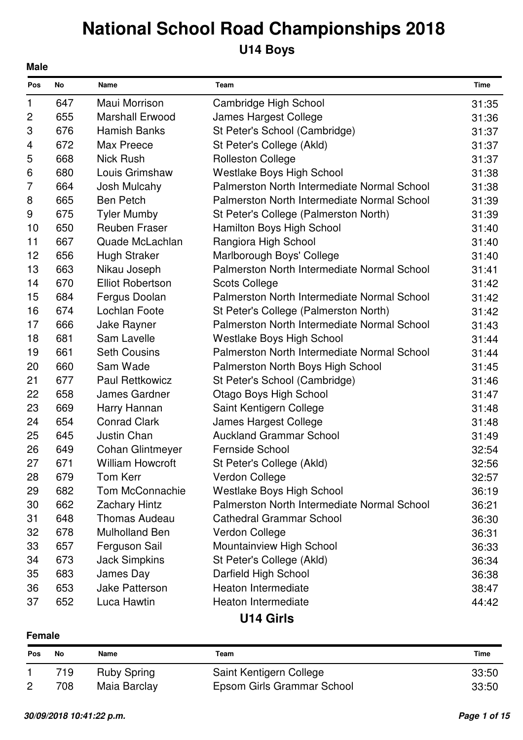# National School Road Championships 2018

## U14 Boys

**Male**

| Pos | No | Name | Team | Time |
|---|---|---|---|---|
| 1 | 647 | Maui Morrison | Cambridge High School | 31:35 |
| 2 | 655 | Marshall Erwood | James Hargest College | 31:36 |
| 3 | 676 | Hamish Banks | St Peter's School (Cambridge) | 31:37 |
| 4 | 672 | Max Preece | St Peter's College (Akld) | 31:37 |
| 5 | 668 | Nick Rush | Rolleston College | 31:37 |
| 6 | 680 | Louis Grimshaw | Westlake Boys High School | 31:38 |
| 7 | 664 | Josh Mulcahy | Palmerston North Intermediate Normal School | 31:38 |
| 8 | 665 | Ben Petch | Palmerston North Intermediate Normal School | 31:39 |
| 9 | 675 | Tyler Mumby | St Peter's College (Palmerston North) | 31:39 |
| 10 | 650 | Reuben Fraser | Hamilton Boys High School | 31:40 |
| 11 | 667 | Quade McLachlan | Rangiora High School | 31:40 |
| 12 | 656 | Hugh Straker | Marlborough Boys' College | 31:40 |
| 13 | 663 | Nikau Joseph | Palmerston North Intermediate Normal School | 31:41 |
| 14 | 670 | Elliot Robertson | Scots College | 31:42 |
| 15 | 684 | Fergus Doolan | Palmerston North Intermediate Normal School | 31:42 |
| 16 | 674 | Lochlan Foote | St Peter's College (Palmerston North) | 31:42 |
| 17 | 666 | Jake Rayner | Palmerston North Intermediate Normal School | 31:43 |
| 18 | 681 | Sam Lavelle | Westlake Boys High School | 31:44 |
| 19 | 661 | Seth Cousins | Palmerston North Intermediate Normal School | 31:44 |
| 20 | 660 | Sam Wade | Palmerston North Boys High School | 31:45 |
| 21 | 677 | Paul Rettkowicz | St Peter's School (Cambridge) | 31:46 |
| 22 | 658 | James Gardner | Otago Boys High School | 31:47 |
| 23 | 669 | Harry Hannan | Saint Kentigern College | 31:48 |
| 24 | 654 | Conrad Clark | James Hargest College | 31:48 |
| 25 | 645 | Justin Chan | Auckland Grammar School | 31:49 |
| 26 | 649 | Cohan Glintmeyer | Fernside School | 32:54 |
| 27 | 671 | William Howcroft | St Peter's College (Akld) | 32:56 |
| 28 | 679 | Tom Kerr | Verdon College | 32:57 |
| 29 | 682 | Tom McConnachie | Westlake Boys High School | 36:19 |
| 30 | 662 | Zachary Hintz | Palmerston North Intermediate Normal School | 36:21 |
| 31 | 648 | Thomas Audeau | Cathedral Grammar School | 36:30 |
| 32 | 678 | Mulholland Ben | Verdon College | 36:31 |
| 33 | 657 | Ferguson Sail | Mountainview High School | 36:33 |
| 34 | 673 | Jack Simpkins | St Peter's College (Akld) | 36:34 |
| 35 | 683 | James Day | Darfield High School | 36:38 |
| 36 | 653 | Jake Patterson | Heaton Intermediate | 38:47 |
| 37 | 652 | Luca Hawtin | Heaton Intermediate | 44:42 |

## U14 Girls

**Female**

| Pos | No | Name | Team | Time |
|---|---|---|---|---|
| 1 | 719 | Ruby Spring | Saint Kentigern College | 33:50 |
| 2 | 708 | Maia Barclay | Epsom Girls Grammar School | 33:50 |

*30/09/2018 10:41:22 p.m.*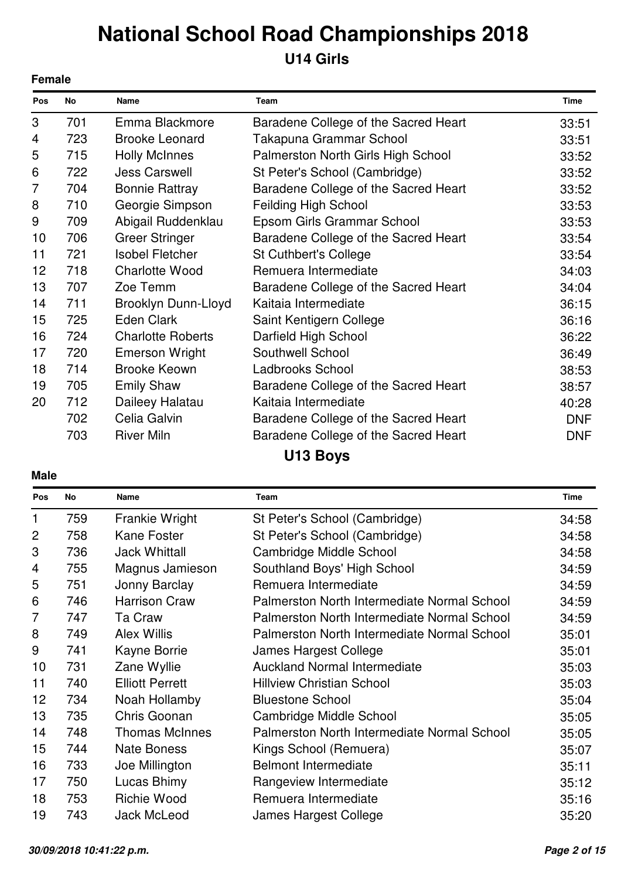# National School Road Championships 2018

## U14 Girls

**Female**

| Pos | No | Name | Team | Time |
|---|---|---|---|---|
| 3 | 701 | Emma Blackmore | Baradene College of the Sacred Heart | 33:51 |
| 4 | 723 | Brooke Leonard | Takapuna Grammar School | 33:51 |
| 5 | 715 | Holly McInnes | Palmerston North Girls High School | 33:52 |
| 6 | 722 | Jess Carswell | St Peter's School (Cambridge) | 33:52 |
| 7 | 704 | Bonnie Rattray | Baradene College of the Sacred Heart | 33:52 |
| 8 | 710 | Georgie Simpson | Feilding High School | 33:53 |
| 9 | 709 | Abigail Ruddenklau | Epsom Girls Grammar School | 33:53 |
| 10 | 706 | Greer Stringer | Baradene College of the Sacred Heart | 33:54 |
| 11 | 721 | Isobel Fletcher | St Cuthbert's College | 33:54 |
| 12 | 718 | Charlotte Wood | Remuera Intermediate | 34:03 |
| 13 | 707 | Zoe Temm | Baradene College of the Sacred Heart | 34:04 |
| 14 | 711 | Brooklyn Dunn-Lloyd | Kaitaia Intermediate | 36:15 |
| 15 | 725 | Eden Clark | Saint Kentigern College | 36:16 |
| 16 | 724 | Charlotte Roberts | Darfield High School | 36:22 |
| 17 | 720 | Emerson Wright | Southwell School | 36:49 |
| 18 | 714 | Brooke Keown | Ladbrooks School | 38:53 |
| 19 | 705 | Emily Shaw | Baradene College of the Sacred Heart | 38:57 |
| 20 | 712 | Daileey Halatau | Kaitaia Intermediate | 40:28 |
| | 702 | Celia Galvin | Baradene College of the Sacred Heart | DNF |
| | 703 | River Miln | Baradene College of the Sacred Heart | DNF |

## U13 Boys

**Male**

| Pos | No | Name | Team | Time |
|---|---|---|---|---|
| 1 | 759 | Frankie Wright | St Peter's School (Cambridge) | 34:58 |
| 2 | 758 | Kane Foster | St Peter's School (Cambridge) | 34:58 |
| 3 | 736 | Jack Whittall | Cambridge Middle School | 34:58 |
| 4 | 755 | Magnus Jamieson | Southland Boys' High School | 34:59 |
| 5 | 751 | Jonny Barclay | Remuera Intermediate | 34:59 |
| 6 | 746 | Harrison Craw | Palmerston North Intermediate Normal School | 34:59 |
| 7 | 747 | Ta Craw | Palmerston North Intermediate Normal School | 34:59 |
| 8 | 749 | Alex Willis | Palmerston North Intermediate Normal School | 35:01 |
| 9 | 741 | Kayne Borrie | James Hargest College | 35:01 |
| 10 | 731 | Zane Wyllie | Auckland Normal Intermediate | 35:03 |
| 11 | 740 | Elliott Perrett | Hillview Christian School | 35:03 |
| 12 | 734 | Noah Hollamby | Bluestone School | 35:04 |
| 13 | 735 | Chris Goonan | Cambridge Middle School | 35:05 |
| 14 | 748 | Thomas McInnes | Palmerston North Intermediate Normal School | 35:05 |
| 15 | 744 | Nate Boness | Kings School (Remuera) | 35:07 |
| 16 | 733 | Joe Millington | Belmont Intermediate | 35:11 |
| 17 | 750 | Lucas Bhimy | Rangeview Intermediate | 35:12 |
| 18 | 753 | Richie Wood | Remuera Intermediate | 35:16 |
| 19 | 743 | Jack McLeod | James Hargest College | 35:20 |

*30/09/2018 10:41:22 p.m.*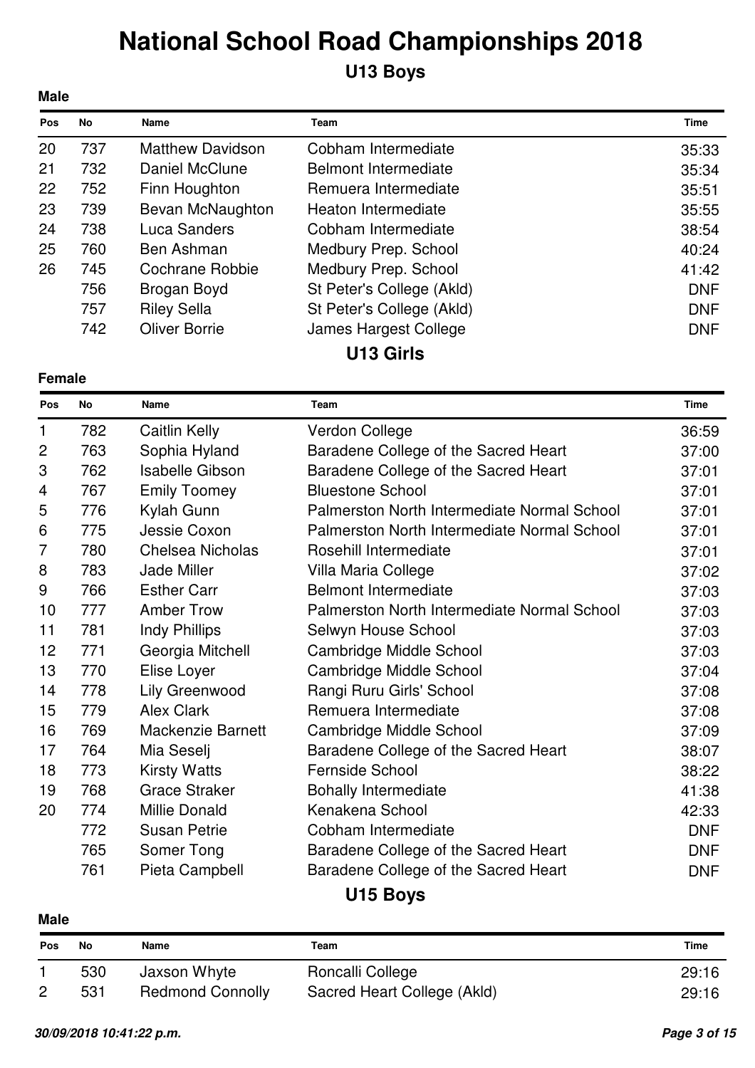# National School Road Championships 2018

## U13 Boys

**Male**

| Pos | No | Name | Team | Time |
|---|---|---|---|---|
| 20 | 737 | Matthew Davidson | Cobham Intermediate | 35:33 |
| 21 | 732 | Daniel McClune | Belmont Intermediate | 35:34 |
| 22 | 752 | Finn Houghton | Remuera Intermediate | 35:51 |
| 23 | 739 | Bevan McNaughton | Heaton Intermediate | 35:55 |
| 24 | 738 | Luca Sanders | Cobham Intermediate | 38:54 |
| 25 | 760 | Ben Ashman | Medbury Prep. School | 40:24 |
| 26 | 745 | Cochrane Robbie | Medbury Prep. School | 41:42 |
| | 756 | Brogan Boyd | St Peter's College (Akld) | DNF |
| | 757 | Riley Sella | St Peter's College (Akld) | DNF |
| | 742 | Oliver Borrie | James Hargest College | DNF |

## U13 Girls

**Female**

| Pos | No | Name | Team | Time |
|---|---|---|---|---|
| 1 | 782 | Caitlin Kelly | Verdon College | 36:59 |
| 2 | 763 | Sophia Hyland | Baradene College of the Sacred Heart | 37:00 |
| 3 | 762 | Isabelle Gibson | Baradene College of the Sacred Heart | 37:01 |
| 4 | 767 | Emily Toomey | Bluestone School | 37:01 |
| 5 | 776 | Kylah Gunn | Palmerston North Intermediate Normal School | 37:01 |
| 6 | 775 | Jessie Coxon | Palmerston North Intermediate Normal School | 37:01 |
| 7 | 780 | Chelsea Nicholas | Rosehill Intermediate | 37:01 |
| 8 | 783 | Jade Miller | Villa Maria College | 37:02 |
| 9 | 766 | Esther Carr | Belmont Intermediate | 37:03 |
| 10 | 777 | Amber Trow | Palmerston North Intermediate Normal School | 37:03 |
| 11 | 781 | Indy Phillips | Selwyn House School | 37:03 |
| 12 | 771 | Georgia Mitchell | Cambridge Middle School | 37:03 |
| 13 | 770 | Elise Loyer | Cambridge Middle School | 37:04 |
| 14 | 778 | Lily Greenwood | Rangi Ruru Girls' School | 37:08 |
| 15 | 779 | Alex Clark | Remuera Intermediate | 37:08 |
| 16 | 769 | Mackenzie Barnett | Cambridge Middle School | 37:09 |
| 17 | 764 | Mia Seselj | Baradene College of the Sacred Heart | 38:07 |
| 18 | 773 | Kirsty Watts | Fernside School | 38:22 |
| 19 | 768 | Grace Straker | Bohally Intermediate | 41:38 |
| 20 | 774 | Millie Donald | Kenakena School | 42:33 |
| | 772 | Susan Petrie | Cobham Intermediate | DNF |
| | 765 | Somer Tong | Baradene College of the Sacred Heart | DNF |
| | 761 | Pieta Campbell | Baradene College of the Sacred Heart | DNF |

## U15 Boys

**Male**

| Pos | No | Name | Team | Time |
|---|---|---|---|---|
| 1 | 530 | Jaxson Whyte | Roncalli College | 29:16 |
| 2 | 531 | Redmond Connolly | Sacred Heart College (Akld) | 29:16 |

*30/09/2018 10:41:22 p.m.*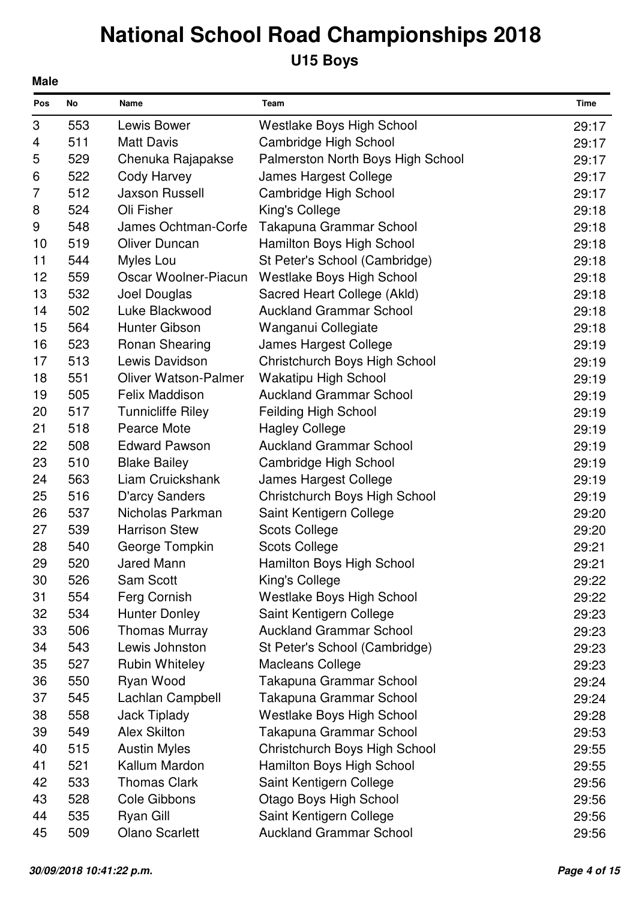# National School Road Championships 2018

## U15 Boys

**Male**

| Pos | No | Name | Team | Time |
|---|---|---|---|---|
| 3 | 553 | Lewis Bower | Westlake Boys High School | 29:17 |
| 4 | 511 | Matt Davis | Cambridge High School | 29:17 |
| 5 | 529 | Chenuka Rajapakse | Palmerston North Boys High School | 29:17 |
| 6 | 522 | Cody Harvey | James Hargest College | 29:17 |
| 7 | 512 | Jaxson Russell | Cambridge High School | 29:17 |
| 8 | 524 | Oli Fisher | King's College | 29:18 |
| 9 | 548 | James Ochtman-Corfe | Takapuna Grammar School | 29:18 |
| 10 | 519 | Oliver Duncan | Hamilton Boys High School | 29:18 |
| 11 | 544 | Myles Lou | St Peter's School (Cambridge) | 29:18 |
| 12 | 559 | Oscar Woolner-Piacun | Westlake Boys High School | 29:18 |
| 13 | 532 | Joel Douglas | Sacred Heart College (Akld) | 29:18 |
| 14 | 502 | Luke Blackwood | Auckland Grammar School | 29:18 |
| 15 | 564 | Hunter Gibson | Wanganui Collegiate | 29:18 |
| 16 | 523 | Ronan Shearing | James Hargest College | 29:19 |
| 17 | 513 | Lewis Davidson | Christchurch Boys High School | 29:19 |
| 18 | 551 | Oliver Watson-Palmer | Wakatipu High School | 29:19 |
| 19 | 505 | Felix Maddison | Auckland Grammar School | 29:19 |
| 20 | 517 | Tunnicliffe Riley | Feilding High School | 29:19 |
| 21 | 518 | Pearce Mote | Hagley College | 29:19 |
| 22 | 508 | Edward Pawson | Auckland Grammar School | 29:19 |
| 23 | 510 | Blake Bailey | Cambridge High School | 29:19 |
| 24 | 563 | Liam Cruickshank | James Hargest College | 29:19 |
| 25 | 516 | D'arcy Sanders | Christchurch Boys High School | 29:19 |
| 26 | 537 | Nicholas Parkman | Saint Kentigern College | 29:20 |
| 27 | 539 | Harrison Stew | Scots College | 29:20 |
| 28 | 540 | George Tompkin | Scots College | 29:21 |
| 29 | 520 | Jared Mann | Hamilton Boys High School | 29:21 |
| 30 | 526 | Sam Scott | King's College | 29:22 |
| 31 | 554 | Ferg Cornish | Westlake Boys High School | 29:22 |
| 32 | 534 | Hunter Donley | Saint Kentigern College | 29:23 |
| 33 | 506 | Thomas Murray | Auckland Grammar School | 29:23 |
| 34 | 543 | Lewis Johnston | St Peter's School (Cambridge) | 29:23 |
| 35 | 527 | Rubin Whiteley | Macleans College | 29:23 |
| 36 | 550 | Ryan Wood | Takapuna Grammar School | 29:24 |
| 37 | 545 | Lachlan Campbell | Takapuna Grammar School | 29:24 |
| 38 | 558 | Jack Tiplady | Westlake Boys High School | 29:28 |
| 39 | 549 | Alex Skilton | Takapuna Grammar School | 29:53 |
| 40 | 515 | Austin Myles | Christchurch Boys High School | 29:55 |
| 41 | 521 | Kallum Mardon | Hamilton Boys High School | 29:55 |
| 42 | 533 | Thomas Clark | Saint Kentigern College | 29:56 |
| 43 | 528 | Cole Gibbons | Otago Boys High School | 29:56 |
| 44 | 535 | Ryan Gill | Saint Kentigern College | 29:56 |
| 45 | 509 | Olano Scarlett | Auckland Grammar School | 29:56 |

*30/09/2018 10:41:22 p.m.*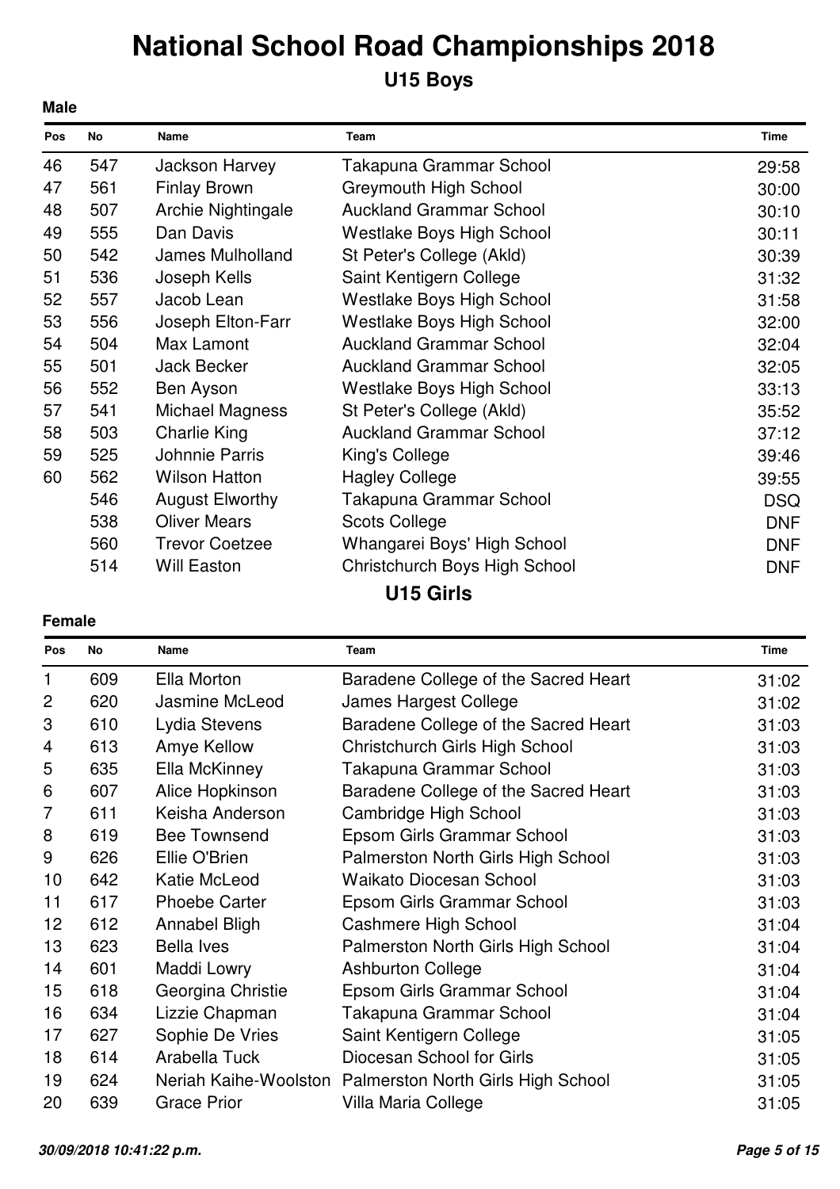# National School Road Championships 2018

## U15 Boys

**Male**

| Pos | No | Name | Team | Time |
|---|---|---|---|---|
| 46 | 547 | Jackson Harvey | Takapuna Grammar School | 29:58 |
| 47 | 561 | Finlay Brown | Greymouth High School | 30:00 |
| 48 | 507 | Archie Nightingale | Auckland Grammar School | 30:10 |
| 49 | 555 | Dan Davis | Westlake Boys High School | 30:11 |
| 50 | 542 | James Mulholland | St Peter's College (Akld) | 30:39 |
| 51 | 536 | Joseph Kells | Saint Kentigern College | 31:32 |
| 52 | 557 | Jacob Lean | Westlake Boys High School | 31:58 |
| 53 | 556 | Joseph Elton-Farr | Westlake Boys High School | 32:00 |
| 54 | 504 | Max Lamont | Auckland Grammar School | 32:04 |
| 55 | 501 | Jack Becker | Auckland Grammar School | 32:05 |
| 56 | 552 | Ben Ayson | Westlake Boys High School | 33:13 |
| 57 | 541 | Michael Magness | St Peter's College (Akld) | 35:52 |
| 58 | 503 | Charlie King | Auckland Grammar School | 37:12 |
| 59 | 525 | Johnnie Parris | King's College | 39:46 |
| 60 | 562 | Wilson Hatton | Hagley College | 39:55 |
| | 546 | August Elworthy | Takapuna Grammar School | DSQ |
| | 538 | Oliver Mears | Scots College | DNF |
| | 560 | Trevor Coetzee | Whangarei Boys' High School | DNF |
| | 514 | Will Easton | Christchurch Boys High School | DNF |

## U15 Girls

**Female**

| Pos | No | Name | Team | Time |
|---|---|---|---|---|
| 1 | 609 | Ella Morton | Baradene College of the Sacred Heart | 31:02 |
| 2 | 620 | Jasmine McLeod | James Hargest College | 31:02 |
| 3 | 610 | Lydia Stevens | Baradene College of the Sacred Heart | 31:03 |
| 4 | 613 | Amye Kellow | Christchurch Girls High School | 31:03 |
| 5 | 635 | Ella McKinney | Takapuna Grammar School | 31:03 |
| 6 | 607 | Alice Hopkinson | Baradene College of the Sacred Heart | 31:03 |
| 7 | 611 | Keisha Anderson | Cambridge High School | 31:03 |
| 8 | 619 | Bee Townsend | Epsom Girls Grammar School | 31:03 |
| 9 | 626 | Ellie O'Brien | Palmerston North Girls High School | 31:03 |
| 10 | 642 | Katie McLeod | Waikato Diocesan School | 31:03 |
| 11 | 617 | Phoebe Carter | Epsom Girls Grammar School | 31:03 |
| 12 | 612 | Annabel Bligh | Cashmere High School | 31:04 |
| 13 | 623 | Bella Ives | Palmerston North Girls High School | 31:04 |
| 14 | 601 | Maddi Lowry | Ashburton College | 31:04 |
| 15 | 618 | Georgina Christie | Epsom Girls Grammar School | 31:04 |
| 16 | 634 | Lizzie Chapman | Takapuna Grammar School | 31:04 |
| 17 | 627 | Sophie De Vries | Saint Kentigern College | 31:05 |
| 18 | 614 | Arabella Tuck | Diocesan School for Girls | 31:05 |
| 19 | 624 | Neriah Kaihe-Woolston | Palmerston North Girls High School | 31:05 |
| 20 | 639 | Grace Prior | Villa Maria College | 31:05 |

*30/09/2018 10:41:22 p.m.*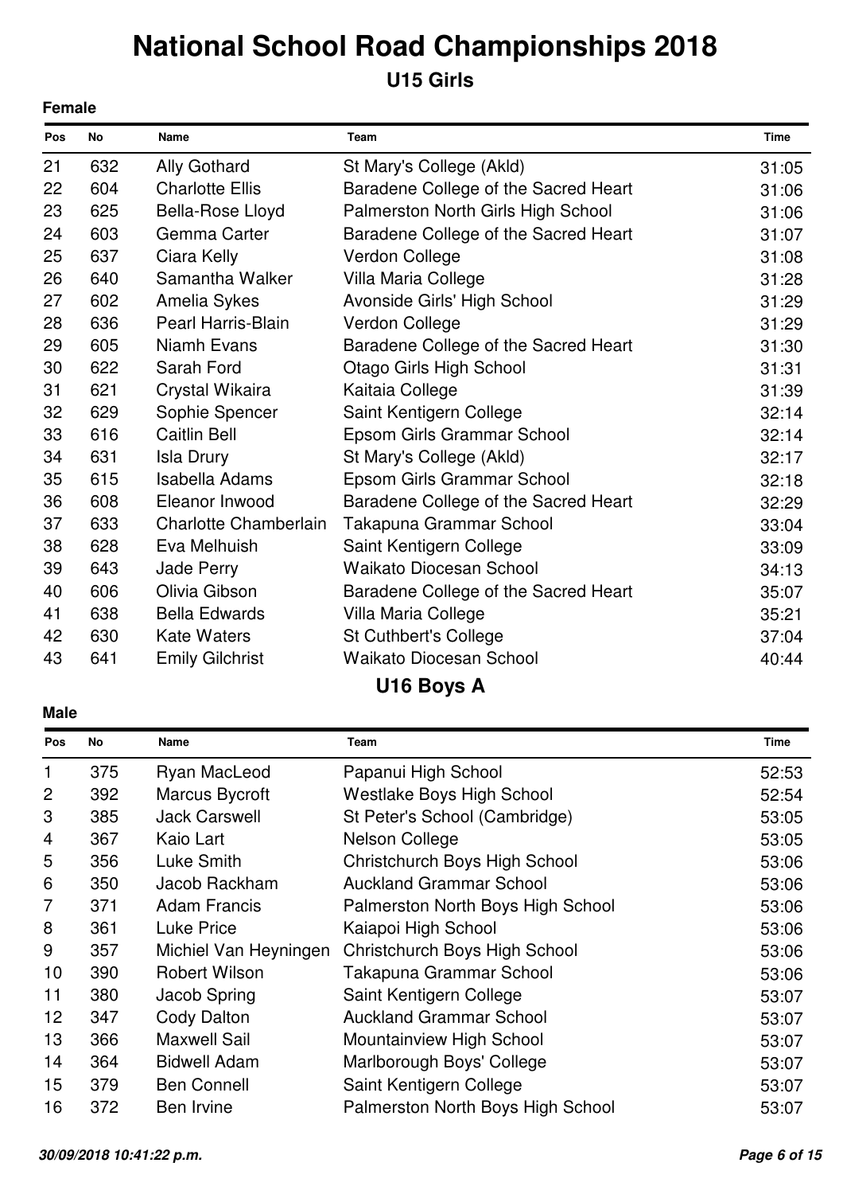# National School Road Championships 2018

## U15 Girls

**Female**

| Pos | No | Name | Team | Time |
|---|---|---|---|---|
| 21 | 632 | Ally Gothard | St Mary's College (Akld) | 31:05 |
| 22 | 604 | Charlotte Ellis | Baradene College of the Sacred Heart | 31:06 |
| 23 | 625 | Bella-Rose Lloyd | Palmerston North Girls High School | 31:06 |
| 24 | 603 | Gemma Carter | Baradene College of the Sacred Heart | 31:07 |
| 25 | 637 | Ciara Kelly | Verdon College | 31:08 |
| 26 | 640 | Samantha Walker | Villa Maria College | 31:28 |
| 27 | 602 | Amelia Sykes | Avonside Girls' High School | 31:29 |
| 28 | 636 | Pearl Harris-Blain | Verdon College | 31:29 |
| 29 | 605 | Niamh Evans | Baradene College of the Sacred Heart | 31:30 |
| 30 | 622 | Sarah Ford | Otago Girls High School | 31:31 |
| 31 | 621 | Crystal Wikaira | Kaitaia College | 31:39 |
| 32 | 629 | Sophie Spencer | Saint Kentigern College | 32:14 |
| 33 | 616 | Caitlin Bell | Epsom Girls Grammar School | 32:14 |
| 34 | 631 | Isla Drury | St Mary's College (Akld) | 32:17 |
| 35 | 615 | Isabella Adams | Epsom Girls Grammar School | 32:18 |
| 36 | 608 | Eleanor Inwood | Baradene College of the Sacred Heart | 32:29 |
| 37 | 633 | Charlotte Chamberlain | Takapuna Grammar School | 33:04 |
| 38 | 628 | Eva Melhuish | Saint Kentigern College | 33:09 |
| 39 | 643 | Jade Perry | Waikato Diocesan School | 34:13 |
| 40 | 606 | Olivia Gibson | Baradene College of the Sacred Heart | 35:07 |
| 41 | 638 | Bella Edwards | Villa Maria College | 35:21 |
| 42 | 630 | Kate Waters | St Cuthbert's College | 37:04 |
| 43 | 641 | Emily Gilchrist | Waikato Diocesan School | 40:44 |

## U16 Boys A

**Male**

| Pos | No | Name | Team | Time |
|---|---|---|---|---|
| 1 | 375 | Ryan MacLeod | Papanui High School | 52:53 |
| 2 | 392 | Marcus Bycroft | Westlake Boys High School | 52:54 |
| 3 | 385 | Jack Carswell | St Peter's School (Cambridge) | 53:05 |
| 4 | 367 | Kaio Lart | Nelson College | 53:05 |
| 5 | 356 | Luke Smith | Christchurch Boys High School | 53:06 |
| 6 | 350 | Jacob Rackham | Auckland Grammar School | 53:06 |
| 7 | 371 | Adam Francis | Palmerston North Boys High School | 53:06 |
| 8 | 361 | Luke Price | Kaiapoi High School | 53:06 |
| 9 | 357 | Michiel Van Heyningen | Christchurch Boys High School | 53:06 |
| 10 | 390 | Robert Wilson | Takapuna Grammar School | 53:06 |
| 11 | 380 | Jacob Spring | Saint Kentigern College | 53:07 |
| 12 | 347 | Cody Dalton | Auckland Grammar School | 53:07 |
| 13 | 366 | Maxwell Sail | Mountainview High School | 53:07 |
| 14 | 364 | Bidwell Adam | Marlborough Boys' College | 53:07 |
| 15 | 379 | Ben Connell | Saint Kentigern College | 53:07 |
| 16 | 372 | Ben Irvine | Palmerston North Boys High School | 53:07 |

*30/09/2018 10:41:22 p.m.*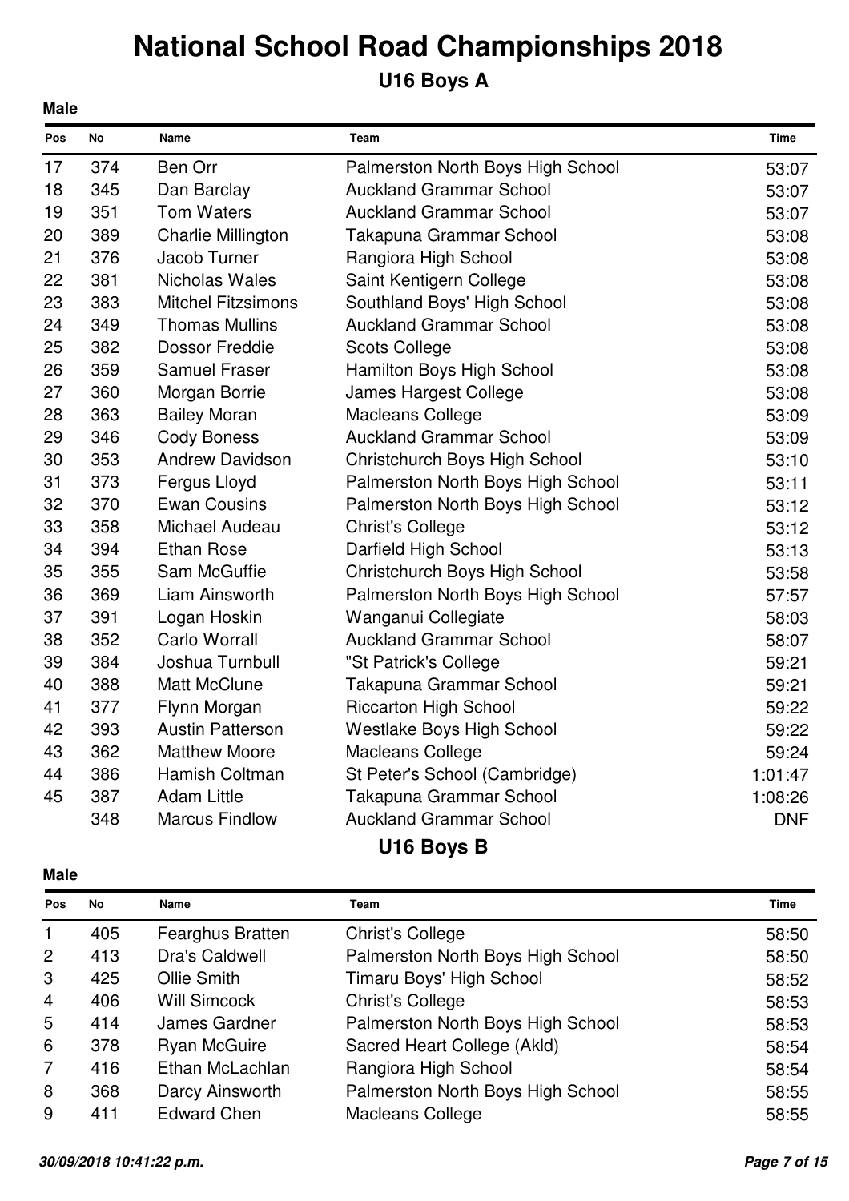# National School Road Championships 2018

## U16 Boys A

**Male**

| Pos | No | Name | Team | Time |
|---|---|---|---|---|
| 17 | 374 | Ben Orr | Palmerston North Boys High School | 53:07 |
| 18 | 345 | Dan Barclay | Auckland Grammar School | 53:07 |
| 19 | 351 | Tom Waters | Auckland Grammar School | 53:07 |
| 20 | 389 | Charlie Millington | Takapuna Grammar School | 53:08 |
| 21 | 376 | Jacob Turner | Rangiora High School | 53:08 |
| 22 | 381 | Nicholas Wales | Saint Kentigern College | 53:08 |
| 23 | 383 | Mitchel Fitzsimons | Southland Boys' High School | 53:08 |
| 24 | 349 | Thomas Mullins | Auckland Grammar School | 53:08 |
| 25 | 382 | Dossor Freddie | Scots College | 53:08 |
| 26 | 359 | Samuel Fraser | Hamilton Boys High School | 53:08 |
| 27 | 360 | Morgan Borrie | James Hargest College | 53:08 |
| 28 | 363 | Bailey Moran | Macleans College | 53:09 |
| 29 | 346 | Cody Boness | Auckland Grammar School | 53:09 |
| 30 | 353 | Andrew Davidson | Christchurch Boys High School | 53:10 |
| 31 | 373 | Fergus Lloyd | Palmerston North Boys High School | 53:11 |
| 32 | 370 | Ewan Cousins | Palmerston North Boys High School | 53:12 |
| 33 | 358 | Michael Audeau | Christ's College | 53:12 |
| 34 | 394 | Ethan Rose | Darfield High School | 53:13 |
| 35 | 355 | Sam McGuffie | Christchurch Boys High School | 53:58 |
| 36 | 369 | Liam Ainsworth | Palmerston North Boys High School | 57:57 |
| 37 | 391 | Logan Hoskin | Wanganui Collegiate | 58:03 |
| 38 | 352 | Carlo Worrall | Auckland Grammar School | 58:07 |
| 39 | 384 | Joshua Turnbull | "St Patrick's College | 59:21 |
| 40 | 388 | Matt McClune | Takapuna Grammar School | 59:21 |
| 41 | 377 | Flynn Morgan | Riccarton High School | 59:22 |
| 42 | 393 | Austin Patterson | Westlake Boys High School | 59:22 |
| 43 | 362 | Matthew Moore | Macleans College | 59:24 |
| 44 | 386 | Hamish Coltman | St Peter's School (Cambridge) | 1:01:47 |
| 45 | 387 | Adam Little | Takapuna Grammar School | 1:08:26 |
| | 348 | Marcus Findlow | Auckland Grammar School | DNF |

## U16 Boys B

**Male**

| Pos | No | Name | Team | Time |
|---|---|---|---|---|
| 1 | 405 | Fearghus Bratten | Christ's College | 58:50 |
| 2 | 413 | Dra's Caldwell | Palmerston North Boys High School | 58:50 |
| 3 | 425 | Ollie Smith | Timaru Boys' High School | 58:52 |
| 4 | 406 | Will Simcock | Christ's College | 58:53 |
| 5 | 414 | James Gardner | Palmerston North Boys High School | 58:53 |
| 6 | 378 | Ryan McGuire | Sacred Heart College (Akld) | 58:54 |
| 7 | 416 | Ethan McLachlan | Rangiora High School | 58:54 |
| 8 | 368 | Darcy Ainsworth | Palmerston North Boys High School | 58:55 |
| 9 | 411 | Edward Chen | Macleans College | 58:55 |

*30/09/2018 10:41:22 p.m.*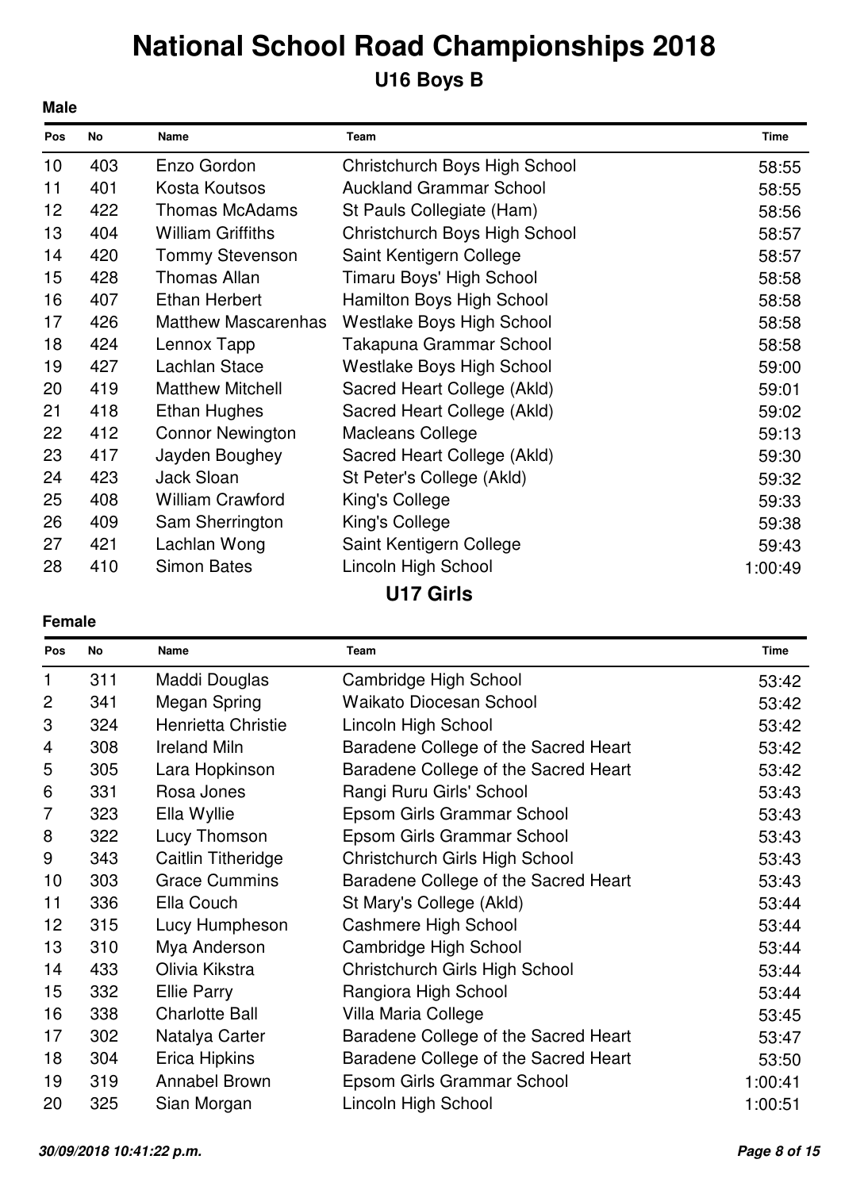# National School Road Championships 2018

## U16 Boys B

**Male**

| Pos | No | Name | Team | Time |
|---|---|---|---|---|
| 10 | 403 | Enzo Gordon | Christchurch Boys High School | 58:55 |
| 11 | 401 | Kosta Koutsos | Auckland Grammar School | 58:55 |
| 12 | 422 | Thomas McAdams | St Pauls Collegiate (Ham) | 58:56 |
| 13 | 404 | William Griffiths | Christchurch Boys High School | 58:57 |
| 14 | 420 | Tommy Stevenson | Saint Kentigern College | 58:57 |
| 15 | 428 | Thomas Allan | Timaru Boys' High School | 58:58 |
| 16 | 407 | Ethan Herbert | Hamilton Boys High School | 58:58 |
| 17 | 426 | Matthew Mascarenhas | Westlake Boys High School | 58:58 |
| 18 | 424 | Lennox Tapp | Takapuna Grammar School | 58:58 |
| 19 | 427 | Lachlan Stace | Westlake Boys High School | 59:00 |
| 20 | 419 | Matthew Mitchell | Sacred Heart College (Akld) | 59:01 |
| 21 | 418 | Ethan Hughes | Sacred Heart College (Akld) | 59:02 |
| 22 | 412 | Connor Newington | Macleans College | 59:13 |
| 23 | 417 | Jayden Boughey | Sacred Heart College (Akld) | 59:30 |
| 24 | 423 | Jack Sloan | St Peter's College (Akld) | 59:32 |
| 25 | 408 | William Crawford | King's College | 59:33 |
| 26 | 409 | Sam Sherrington | King's College | 59:38 |
| 27 | 421 | Lachlan Wong | Saint Kentigern College | 59:43 |
| 28 | 410 | Simon Bates | Lincoln High School | 1:00:49 |

## U17 Girls

**Female**

| Pos | No | Name | Team | Time |
|---|---|---|---|---|
| 1 | 311 | Maddi Douglas | Cambridge High School | 53:42 |
| 2 | 341 | Megan Spring | Waikato Diocesan School | 53:42 |
| 3 | 324 | Henrietta Christie | Lincoln High School | 53:42 |
| 4 | 308 | Ireland Miln | Baradene College of the Sacred Heart | 53:42 |
| 5 | 305 | Lara Hopkinson | Baradene College of the Sacred Heart | 53:42 |
| 6 | 331 | Rosa Jones | Rangi Ruru Girls' School | 53:43 |
| 7 | 323 | Ella Wyllie | Epsom Girls Grammar School | 53:43 |
| 8 | 322 | Lucy Thomson | Epsom Girls Grammar School | 53:43 |
| 9 | 343 | Caitlin Titheridge | Christchurch Girls High School | 53:43 |
| 10 | 303 | Grace Cummins | Baradene College of the Sacred Heart | 53:43 |
| 11 | 336 | Ella Couch | St Mary's College (Akld) | 53:44 |
| 12 | 315 | Lucy Humpheson | Cashmere High School | 53:44 |
| 13 | 310 | Mya Anderson | Cambridge High School | 53:44 |
| 14 | 433 | Olivia Kikstra | Christchurch Girls High School | 53:44 |
| 15 | 332 | Ellie Parry | Rangiora High School | 53:44 |
| 16 | 338 | Charlotte Ball | Villa Maria College | 53:45 |
| 17 | 302 | Natalya Carter | Baradene College of the Sacred Heart | 53:47 |
| 18 | 304 | Erica Hipkins | Baradene College of the Sacred Heart | 53:50 |
| 19 | 319 | Annabel Brown | Epsom Girls Grammar School | 1:00:41 |
| 20 | 325 | Sian Morgan | Lincoln High School | 1:00:51 |

*30/09/2018 10:41:22 p.m.*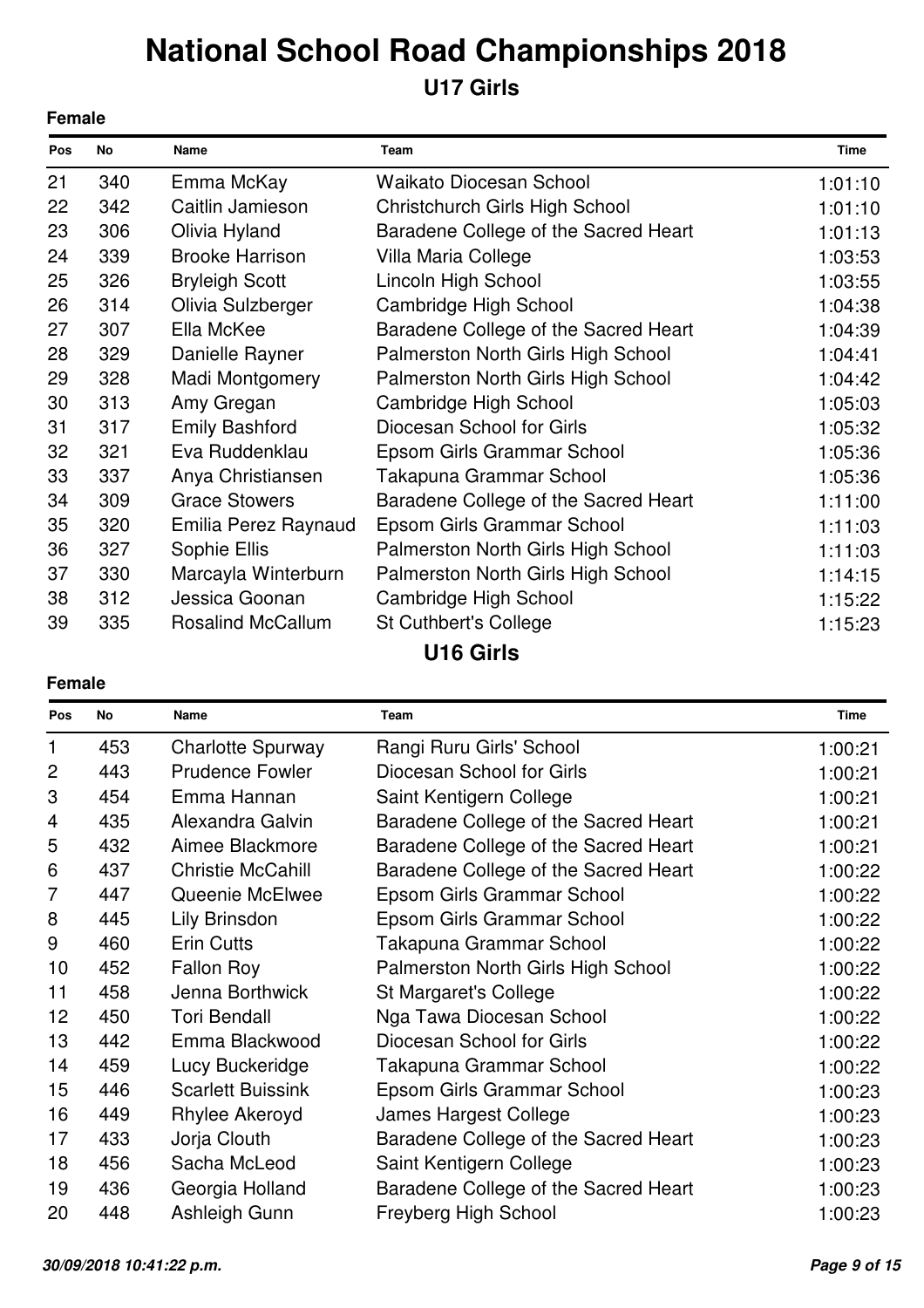# National School Road Championships 2018

## U17 Girls

**Female**

| Pos | No | Name | Team | Time |
|---|---|---|---|---|
| 21 | 340 | Emma McKay | Waikato Diocesan School | 1:01:10 |
| 22 | 342 | Caitlin Jamieson | Christchurch Girls High School | 1:01:10 |
| 23 | 306 | Olivia Hyland | Baradene College of the Sacred Heart | 1:01:13 |
| 24 | 339 | Brooke Harrison | Villa Maria College | 1:03:53 |
| 25 | 326 | Bryleigh Scott | Lincoln High School | 1:03:55 |
| 26 | 314 | Olivia Sulzberger | Cambridge High School | 1:04:38 |
| 27 | 307 | Ella McKee | Baradene College of the Sacred Heart | 1:04:39 |
| 28 | 329 | Danielle Rayner | Palmerston North Girls High School | 1:04:41 |
| 29 | 328 | Madi Montgomery | Palmerston North Girls High School | 1:04:42 |
| 30 | 313 | Amy Gregan | Cambridge High School | 1:05:03 |
| 31 | 317 | Emily Bashford | Diocesan School for Girls | 1:05:32 |
| 32 | 321 | Eva Ruddenklau | Epsom Girls Grammar School | 1:05:36 |
| 33 | 337 | Anya Christiansen | Takapuna Grammar School | 1:05:36 |
| 34 | 309 | Grace Stowers | Baradene College of the Sacred Heart | 1:11:00 |
| 35 | 320 | Emilia Perez Raynaud | Epsom Girls Grammar School | 1:11:03 |
| 36 | 327 | Sophie Ellis | Palmerston North Girls High School | 1:11:03 |
| 37 | 330 | Marcayla Winterburn | Palmerston North Girls High School | 1:14:15 |
| 38 | 312 | Jessica Goonan | Cambridge High School | 1:15:22 |
| 39 | 335 | Rosalind McCallum | St Cuthbert's College | 1:15:23 |

## U16 Girls

**Female**

| Pos | No | Name | Team | Time |
|---|---|---|---|---|
| 1 | 453 | Charlotte Spurway | Rangi Ruru Girls' School | 1:00:21 |
| 2 | 443 | Prudence Fowler | Diocesan School for Girls | 1:00:21 |
| 3 | 454 | Emma Hannan | Saint Kentigern College | 1:00:21 |
| 4 | 435 | Alexandra Galvin | Baradene College of the Sacred Heart | 1:00:21 |
| 5 | 432 | Aimee Blackmore | Baradene College of the Sacred Heart | 1:00:21 |
| 6 | 437 | Christie McCahill | Baradene College of the Sacred Heart | 1:00:22 |
| 7 | 447 | Queenie McElwee | Epsom Girls Grammar School | 1:00:22 |
| 8 | 445 | Lily Brinsdon | Epsom Girls Grammar School | 1:00:22 |
| 9 | 460 | Erin Cutts | Takapuna Grammar School | 1:00:22 |
| 10 | 452 | Fallon Roy | Palmerston North Girls High School | 1:00:22 |
| 11 | 458 | Jenna Borthwick | St Margaret's College | 1:00:22 |
| 12 | 450 | Tori Bendall | Nga Tawa Diocesan School | 1:00:22 |
| 13 | 442 | Emma Blackwood | Diocesan School for Girls | 1:00:22 |
| 14 | 459 | Lucy Buckeridge | Takapuna Grammar School | 1:00:22 |
| 15 | 446 | Scarlett Buissink | Epsom Girls Grammar School | 1:00:23 |
| 16 | 449 | Rhylee Akeroyd | James Hargest College | 1:00:23 |
| 17 | 433 | Jorja Clouth | Baradene College of the Sacred Heart | 1:00:23 |
| 18 | 456 | Sacha McLeod | Saint Kentigern College | 1:00:23 |
| 19 | 436 | Georgia Holland | Baradene College of the Sacred Heart | 1:00:23 |
| 20 | 448 | Ashleigh Gunn | Freyberg High School | 1:00:23 |

*30/09/2018 10:41:22 p.m.*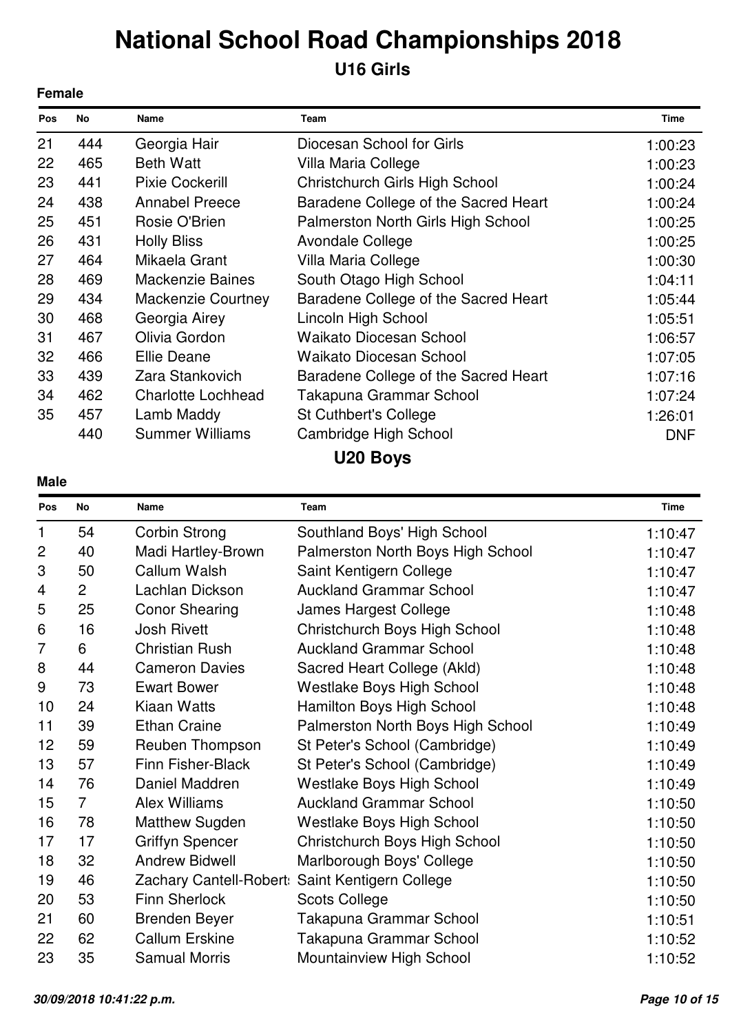# National School Road Championships 2018

## U16 Girls

**Female**

| Pos | No | Name | Team | Time |
|---|---|---|---|---|
| 21 | 444 | Georgia Hair | Diocesan School for Girls | 1:00:23 |
| 22 | 465 | Beth Watt | Villa Maria College | 1:00:23 |
| 23 | 441 | Pixie Cockerill | Christchurch Girls High School | 1:00:24 |
| 24 | 438 | Annabel Preece | Baradene College of the Sacred Heart | 1:00:24 |
| 25 | 451 | Rosie O'Brien | Palmerston North Girls High School | 1:00:25 |
| 26 | 431 | Holly Bliss | Avondale College | 1:00:25 |
| 27 | 464 | Mikaela Grant | Villa Maria College | 1:00:30 |
| 28 | 469 | Mackenzie Baines | South Otago High School | 1:04:11 |
| 29 | 434 | Mackenzie Courtney | Baradene College of the Sacred Heart | 1:05:44 |
| 30 | 468 | Georgia Airey | Lincoln High School | 1:05:51 |
| 31 | 467 | Olivia Gordon | Waikato Diocesan School | 1:06:57 |
| 32 | 466 | Ellie Deane | Waikato Diocesan School | 1:07:05 |
| 33 | 439 | Zara Stankovich | Baradene College of the Sacred Heart | 1:07:16 |
| 34 | 462 | Charlotte Lochhead | Takapuna Grammar School | 1:07:24 |
| 35 | 457 | Lamb Maddy | St Cuthbert's College | 1:26:01 |
| | 440 | Summer Williams | Cambridge High School | DNF |

## U20 Boys

**Male**

| Pos | No | Name | Team | Time |
|---|---|---|---|---|
| 1 | 54 | Corbin Strong | Southland Boys' High School | 1:10:47 |
| 2 | 40 | Madi Hartley-Brown | Palmerston North Boys High School | 1:10:47 |
| 3 | 50 | Callum Walsh | Saint Kentigern College | 1:10:47 |
| 4 | 2 | Lachlan Dickson | Auckland Grammar School | 1:10:47 |
| 5 | 25 | Conor Shearing | James Hargest College | 1:10:48 |
| 6 | 16 | Josh Rivett | Christchurch Boys High School | 1:10:48 |
| 7 | 6 | Christian Rush | Auckland Grammar School | 1:10:48 |
| 8 | 44 | Cameron Davies | Sacred Heart College (Akld) | 1:10:48 |
| 9 | 73 | Ewart Bower | Westlake Boys High School | 1:10:48 |
| 10 | 24 | Kiaan Watts | Hamilton Boys High School | 1:10:48 |
| 11 | 39 | Ethan Craine | Palmerston North Boys High School | 1:10:49 |
| 12 | 59 | Reuben Thompson | St Peter's School (Cambridge) | 1:10:49 |
| 13 | 57 | Finn Fisher-Black | St Peter's School (Cambridge) | 1:10:49 |
| 14 | 76 | Daniel Maddren | Westlake Boys High School | 1:10:49 |
| 15 | 7 | Alex Williams | Auckland Grammar School | 1:10:50 |
| 16 | 78 | Matthew Sugden | Westlake Boys High School | 1:10:50 |
| 17 | 17 | Griffyn Spencer | Christchurch Boys High School | 1:10:50 |
| 18 | 32 | Andrew Bidwell | Marlborough Boys' College | 1:10:50 |
| 19 | 46 | Zachary Cantell-Roberts | Saint Kentigern College | 1:10:50 |
| 20 | 53 | Finn Sherlock | Scots College | 1:10:50 |
| 21 | 60 | Brenden Beyer | Takapuna Grammar School | 1:10:51 |
| 22 | 62 | Callum Erskine | Takapuna Grammar School | 1:10:52 |
| 23 | 35 | Samual Morris | Mountainview High School | 1:10:52 |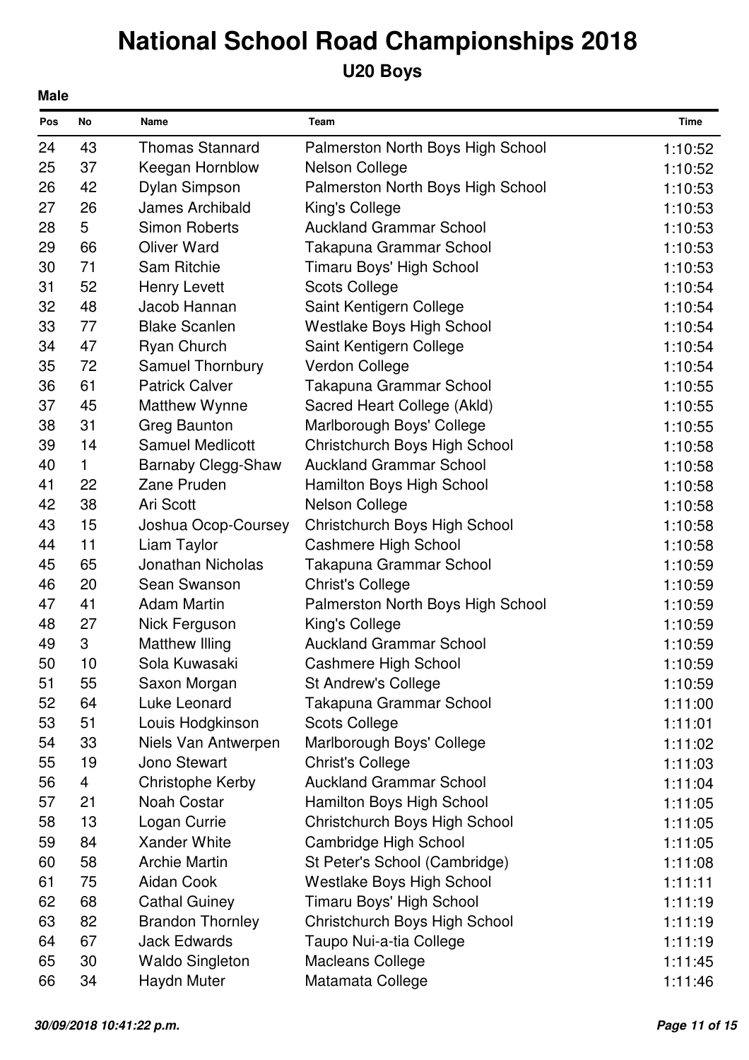# National School Road Championships 2018

## U20 Boys

**Male**

| Pos | No | Name | Team | Time |
|---|---|---|---|---|
| 24 | 43 | Thomas Stannard | Palmerston North Boys High School | 1:10:52 |
| 25 | 37 | Keegan Hornblow | Nelson College | 1:10:52 |
| 26 | 42 | Dylan Simpson | Palmerston North Boys High School | 1:10:53 |
| 27 | 26 | James Archibald | King's College | 1:10:53 |
| 28 | 5 | Simon Roberts | Auckland Grammar School | 1:10:53 |
| 29 | 66 | Oliver Ward | Takapuna Grammar School | 1:10:53 |
| 30 | 71 | Sam Ritchie | Timaru Boys' High School | 1:10:53 |
| 31 | 52 | Henry Levett | Scots College | 1:10:54 |
| 32 | 48 | Jacob Hannan | Saint Kentigern College | 1:10:54 |
| 33 | 77 | Blake Scanlen | Westlake Boys High School | 1:10:54 |
| 34 | 47 | Ryan Church | Saint Kentigern College | 1:10:54 |
| 35 | 72 | Samuel Thornbury | Verdon College | 1:10:54 |
| 36 | 61 | Patrick Calver | Takapuna Grammar School | 1:10:55 |
| 37 | 45 | Matthew Wynne | Sacred Heart College (Akld) | 1:10:55 |
| 38 | 31 | Greg Baunton | Marlborough Boys' College | 1:10:55 |
| 39 | 14 | Samuel Medlicott | Christchurch Boys High School | 1:10:58 |
| 40 | 1 | Barnaby Clegg-Shaw | Auckland Grammar School | 1:10:58 |
| 41 | 22 | Zane Pruden | Hamilton Boys High School | 1:10:58 |
| 42 | 38 | Ari Scott | Nelson College | 1:10:58 |
| 43 | 15 | Joshua Ocop-Coursey | Christchurch Boys High School | 1:10:58 |
| 44 | 11 | Liam Taylor | Cashmere High School | 1:10:58 |
| 45 | 65 | Jonathan Nicholas | Takapuna Grammar School | 1:10:59 |
| 46 | 20 | Sean Swanson | Christ's College | 1:10:59 |
| 47 | 41 | Adam Martin | Palmerston North Boys High School | 1:10:59 |
| 48 | 27 | Nick Ferguson | King's College | 1:10:59 |
| 49 | 3 | Matthew Illing | Auckland Grammar School | 1:10:59 |
| 50 | 10 | Sola Kuwasaki | Cashmere High School | 1:10:59 |
| 51 | 55 | Saxon Morgan | St Andrew's College | 1:10:59 |
| 52 | 64 | Luke Leonard | Takapuna Grammar School | 1:11:00 |
| 53 | 51 | Louis Hodgkinson | Scots College | 1:11:01 |
| 54 | 33 | Niels Van Antwerpen | Marlborough Boys' College | 1:11:02 |
| 55 | 19 | Jono Stewart | Christ's College | 1:11:03 |
| 56 | 4 | Christophe Kerby | Auckland Grammar School | 1:11:04 |
| 57 | 21 | Noah Costar | Hamilton Boys High School | 1:11:05 |
| 58 | 13 | Logan Currie | Christchurch Boys High School | 1:11:05 |
| 59 | 84 | Xander White | Cambridge High School | 1:11:05 |
| 60 | 58 | Archie Martin | St Peter's School (Cambridge) | 1:11:08 |
| 61 | 75 | Aidan Cook | Westlake Boys High School | 1:11:11 |
| 62 | 68 | Cathal Guiney | Timaru Boys' High School | 1:11:19 |
| 63 | 82 | Brandon Thornley | Christchurch Boys High School | 1:11:19 |
| 64 | 67 | Jack Edwards | Taupo Nui-a-tia College | 1:11:19 |
| 65 | 30 | Waldo Singleton | Macleans College | 1:11:45 |
| 66 | 34 | Haydn Muter | Matamata College | 1:11:46 |

*30/09/2018 10:41:22 p.m.*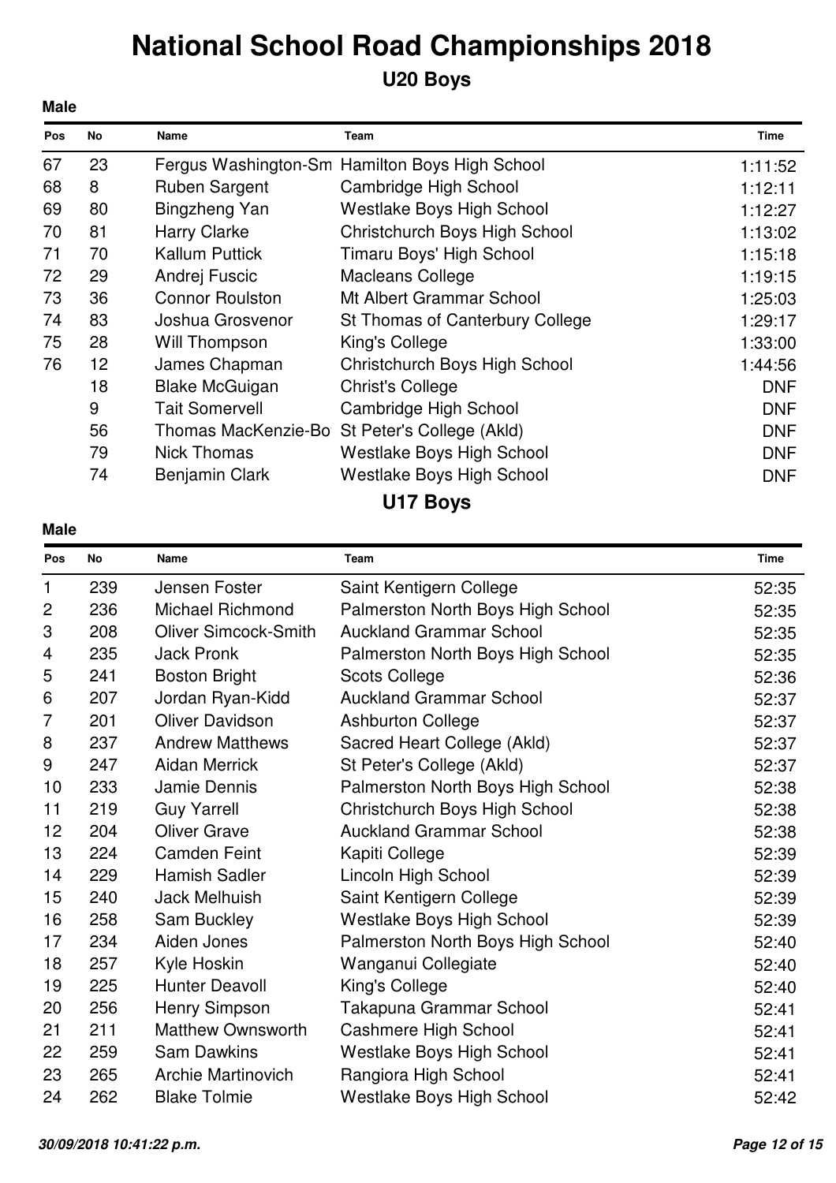# National School Road Championships 2018

## U20 Boys

**Male**

| Pos | No | Name | Team | Time |
|---|---|---|---|---|
| 67 | 23 | Fergus Washington-Sm | Hamilton Boys High School | 1:11:52 |
| 68 | 8 | Ruben Sargent | Cambridge High School | 1:12:11 |
| 69 | 80 | Bingzheng Yan | Westlake Boys High School | 1:12:27 |
| 70 | 81 | Harry Clarke | Christchurch Boys High School | 1:13:02 |
| 71 | 70 | Kallum Puttick | Timaru Boys' High School | 1:15:18 |
| 72 | 29 | Andrej Fuscic | Macleans College | 1:19:15 |
| 73 | 36 | Connor Roulston | Mt Albert Grammar School | 1:25:03 |
| 74 | 83 | Joshua Grosvenor | St Thomas of Canterbury College | 1:29:17 |
| 75 | 28 | Will Thompson | King's College | 1:33:00 |
| 76 | 12 | James Chapman | Christchurch Boys High School | 1:44:56 |
| | 18 | Blake McGuigan | Christ's College | DNF |
| | 9 | Tait Somervell | Cambridge High School | DNF |
| | 56 | Thomas MacKenzie-Bo | St Peter's College (Akld) | DNF |
| | 79 | Nick Thomas | Westlake Boys High School | DNF |
| | 74 | Benjamin Clark | Westlake Boys High School | DNF |

## U17 Boys

**Male**

| Pos | No | Name | Team | Time |
|---|---|---|---|---|
| 1 | 239 | Jensen Foster | Saint Kentigern College | 52:35 |
| 2 | 236 | Michael Richmond | Palmerston North Boys High School | 52:35 |
| 3 | 208 | Oliver Simcock-Smith | Auckland Grammar School | 52:35 |
| 4 | 235 | Jack Pronk | Palmerston North Boys High School | 52:35 |
| 5 | 241 | Boston Bright | Scots College | 52:36 |
| 6 | 207 | Jordan Ryan-Kidd | Auckland Grammar School | 52:37 |
| 7 | 201 | Oliver Davidson | Ashburton College | 52:37 |
| 8 | 237 | Andrew Matthews | Sacred Heart College (Akld) | 52:37 |
| 9 | 247 | Aidan Merrick | St Peter's College (Akld) | 52:37 |
| 10 | 233 | Jamie Dennis | Palmerston North Boys High School | 52:38 |
| 11 | 219 | Guy Yarrell | Christchurch Boys High School | 52:38 |
| 12 | 204 | Oliver Grave | Auckland Grammar School | 52:38 |
| 13 | 224 | Camden Feint | Kapiti College | 52:39 |
| 14 | 229 | Hamish Sadler | Lincoln High School | 52:39 |
| 15 | 240 | Jack Melhuish | Saint Kentigern College | 52:39 |
| 16 | 258 | Sam Buckley | Westlake Boys High School | 52:39 |
| 17 | 234 | Aiden Jones | Palmerston North Boys High School | 52:40 |
| 18 | 257 | Kyle Hoskin | Wanganui Collegiate | 52:40 |
| 19 | 225 | Hunter Deavoll | King's College | 52:40 |
| 20 | 256 | Henry Simpson | Takapuna Grammar School | 52:41 |
| 21 | 211 | Matthew Ownsworth | Cashmere High School | 52:41 |
| 22 | 259 | Sam Dawkins | Westlake Boys High School | 52:41 |
| 23 | 265 | Archie Martinovich | Rangiora High School | 52:41 |
| 24 | 262 | Blake Tolmie | Westlake Boys High School | 52:42 |

*30/09/2018 10:41:22 p.m.*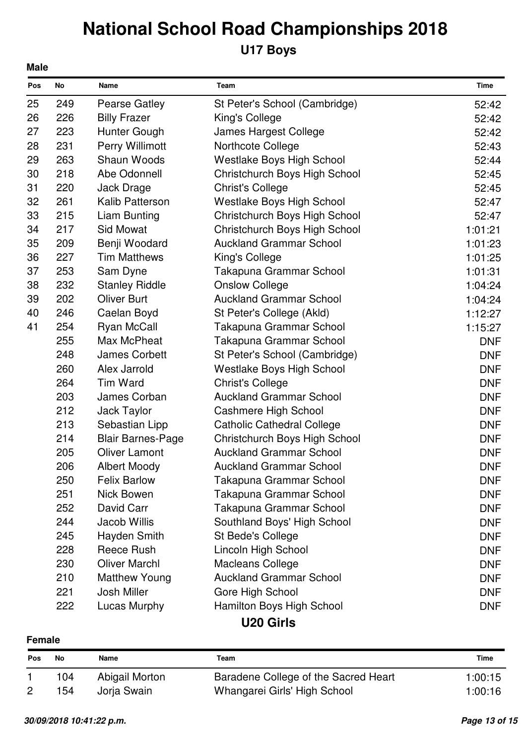# National School Road Championships 2018

## U17 Boys

**Male**

| Pos | No | Name | Team | Time |
|---|---|---|---|---|
| 25 | 249 | Pearse Gatley | St Peter's School (Cambridge) | 52:42 |
| 26 | 226 | Billy Frazer | King's College | 52:42 |
| 27 | 223 | Hunter Gough | James Hargest College | 52:42 |
| 28 | 231 | Perry Willimott | Northcote College | 52:43 |
| 29 | 263 | Shaun Woods | Westlake Boys High School | 52:44 |
| 30 | 218 | Abe Odonnell | Christchurch Boys High School | 52:45 |
| 31 | 220 | Jack Drage | Christ's College | 52:45 |
| 32 | 261 | Kalib Patterson | Westlake Boys High School | 52:47 |
| 33 | 215 | Liam Bunting | Christchurch Boys High School | 52:47 |
| 34 | 217 | Sid Mowat | Christchurch Boys High School | 1:01:21 |
| 35 | 209 | Benji Woodard | Auckland Grammar School | 1:01:23 |
| 36 | 227 | Tim Matthews | King's College | 1:01:25 |
| 37 | 253 | Sam Dyne | Takapuna Grammar School | 1:01:31 |
| 38 | 232 | Stanley Riddle | Onslow College | 1:04:24 |
| 39 | 202 | Oliver Burt | Auckland Grammar School | 1:04:24 |
| 40 | 246 | Caelan Boyd | St Peter's College (Akld) | 1:12:27 |
| 41 | 254 | Ryan McCall | Takapuna Grammar School | 1:15:27 |
| | 255 | Max McPheat | Takapuna Grammar School | DNF |
| | 248 | James Corbett | St Peter's School (Cambridge) | DNF |
| | 260 | Alex Jarrold | Westlake Boys High School | DNF |
| | 264 | Tim Ward | Christ's College | DNF |
| | 203 | James Corban | Auckland Grammar School | DNF |
| | 212 | Jack Taylor | Cashmere High School | DNF |
| | 213 | Sebastian Lipp | Catholic Cathedral College | DNF |
| | 214 | Blair Barnes-Page | Christchurch Boys High School | DNF |
| | 205 | Oliver Lamont | Auckland Grammar School | DNF |
| | 206 | Albert Moody | Auckland Grammar School | DNF |
| | 250 | Felix Barlow | Takapuna Grammar School | DNF |
| | 251 | Nick Bowen | Takapuna Grammar School | DNF |
| | 252 | David Carr | Takapuna Grammar School | DNF |
| | 244 | Jacob Willis | Southland Boys' High School | DNF |
| | 245 | Hayden Smith | St Bede's College | DNF |
| | 228 | Reece Rush | Lincoln High School | DNF |
| | 230 | Oliver Marchl | Macleans College | DNF |
| | 210 | Matthew Young | Auckland Grammar School | DNF |
| | 221 | Josh Miller | Gore High School | DNF |
| | 222 | Lucas Murphy | Hamilton Boys High School | DNF |

## U20 Girls

**Female**

| Pos | No | Name | Team | Time |
|---|---|---|---|---|
| 1 | 104 | Abigail Morton | Baradene College of the Sacred Heart | 1:00:15 |
| 2 | 154 | Jorja Swain | Whangarei Girls' High School | 1:00:16 |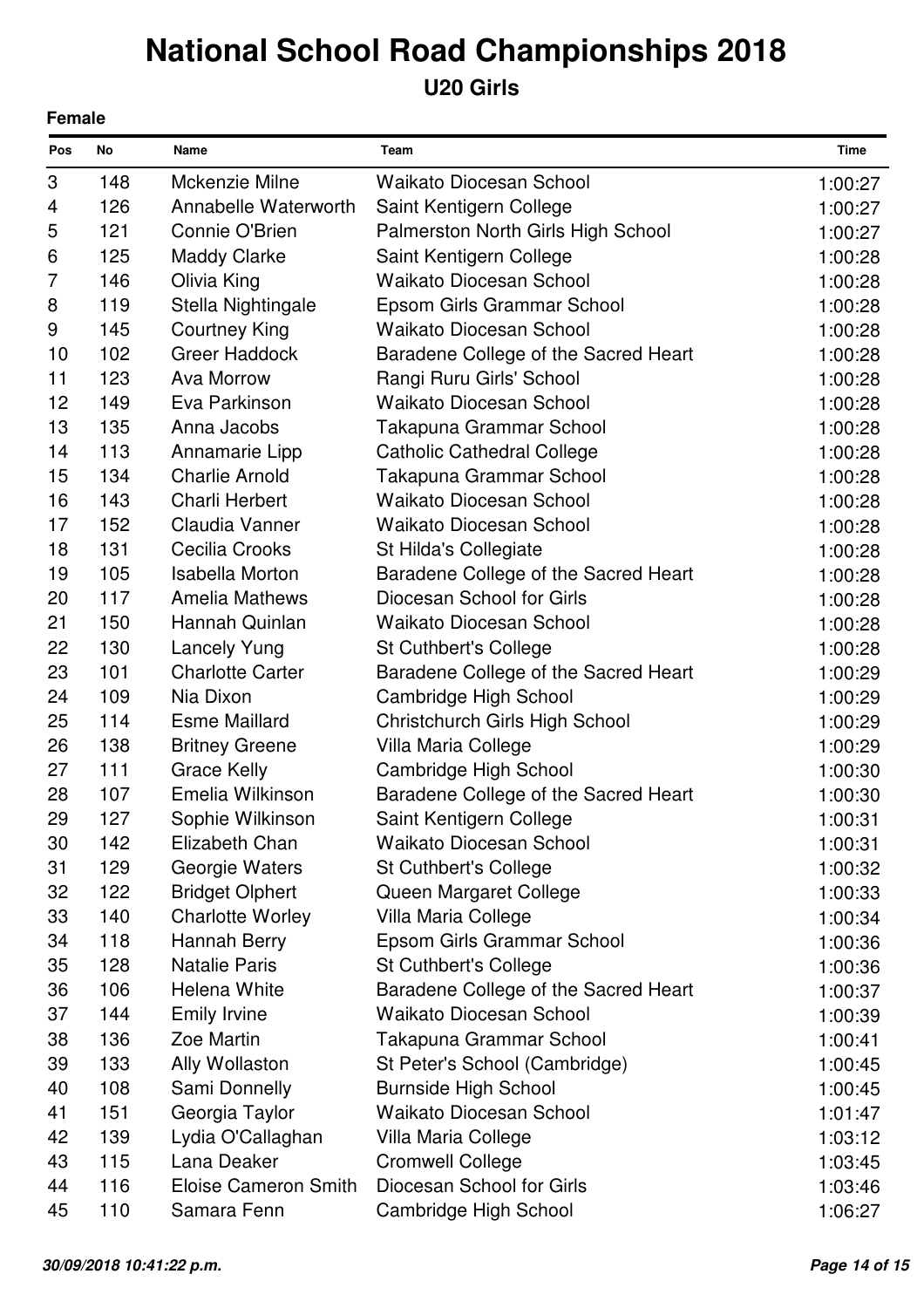# National School Road Championships 2018

## U20 Girls

**Female**

| Pos | No | Name | Team | Time |
|---|---|---|---|---|
| 3 | 148 | Mckenzie Milne | Waikato Diocesan School | 1:00:27 |
| 4 | 126 | Annabelle Waterworth | Saint Kentigern College | 1:00:27 |
| 5 | 121 | Connie O'Brien | Palmerston North Girls High School | 1:00:27 |
| 6 | 125 | Maddy Clarke | Saint Kentigern College | 1:00:28 |
| 7 | 146 | Olivia King | Waikato Diocesan School | 1:00:28 |
| 8 | 119 | Stella Nightingale | Epsom Girls Grammar School | 1:00:28 |
| 9 | 145 | Courtney King | Waikato Diocesan School | 1:00:28 |
| 10 | 102 | Greer Haddock | Baradene College of the Sacred Heart | 1:00:28 |
| 11 | 123 | Ava Morrow | Rangi Ruru Girls' School | 1:00:28 |
| 12 | 149 | Eva Parkinson | Waikato Diocesan School | 1:00:28 |
| 13 | 135 | Anna Jacobs | Takapuna Grammar School | 1:00:28 |
| 14 | 113 | Annamarie Lipp | Catholic Cathedral College | 1:00:28 |
| 15 | 134 | Charlie Arnold | Takapuna Grammar School | 1:00:28 |
| 16 | 143 | Charli Herbert | Waikato Diocesan School | 1:00:28 |
| 17 | 152 | Claudia Vanner | Waikato Diocesan School | 1:00:28 |
| 18 | 131 | Cecilia Crooks | St Hilda's Collegiate | 1:00:28 |
| 19 | 105 | Isabella Morton | Baradene College of the Sacred Heart | 1:00:28 |
| 20 | 117 | Amelia Mathews | Diocesan School for Girls | 1:00:28 |
| 21 | 150 | Hannah Quinlan | Waikato Diocesan School | 1:00:28 |
| 22 | 130 | Lancely Yung | St Cuthbert's College | 1:00:28 |
| 23 | 101 | Charlotte Carter | Baradene College of the Sacred Heart | 1:00:29 |
| 24 | 109 | Nia Dixon | Cambridge High School | 1:00:29 |
| 25 | 114 | Esme Maillard | Christchurch Girls High School | 1:00:29 |
| 26 | 138 | Britney Greene | Villa Maria College | 1:00:29 |
| 27 | 111 | Grace Kelly | Cambridge High School | 1:00:30 |
| 28 | 107 | Emelia Wilkinson | Baradene College of the Sacred Heart | 1:00:30 |
| 29 | 127 | Sophie Wilkinson | Saint Kentigern College | 1:00:31 |
| 30 | 142 | Elizabeth Chan | Waikato Diocesan School | 1:00:31 |
| 31 | 129 | Georgie Waters | St Cuthbert's College | 1:00:32 |
| 32 | 122 | Bridget Olphert | Queen Margaret College | 1:00:33 |
| 33 | 140 | Charlotte Worley | Villa Maria College | 1:00:34 |
| 34 | 118 | Hannah Berry | Epsom Girls Grammar School | 1:00:36 |
| 35 | 128 | Natalie Paris | St Cuthbert's College | 1:00:36 |
| 36 | 106 | Helena White | Baradene College of the Sacred Heart | 1:00:37 |
| 37 | 144 | Emily Irvine | Waikato Diocesan School | 1:00:39 |
| 38 | 136 | Zoe Martin | Takapuna Grammar School | 1:00:41 |
| 39 | 133 | Ally Wollaston | St Peter's School (Cambridge) | 1:00:45 |
| 40 | 108 | Sami Donnelly | Burnside High School | 1:00:45 |
| 41 | 151 | Georgia Taylor | Waikato Diocesan School | 1:01:47 |
| 42 | 139 | Lydia O'Callaghan | Villa Maria College | 1:03:12 |
| 43 | 115 | Lana Deaker | Cromwell College | 1:03:45 |
| 44 | 116 | Eloise Cameron Smith | Diocesan School for Girls | 1:03:46 |
| 45 | 110 | Samara Fenn | Cambridge High School | 1:06:27 |

*30/09/2018 10:41:22 p.m.*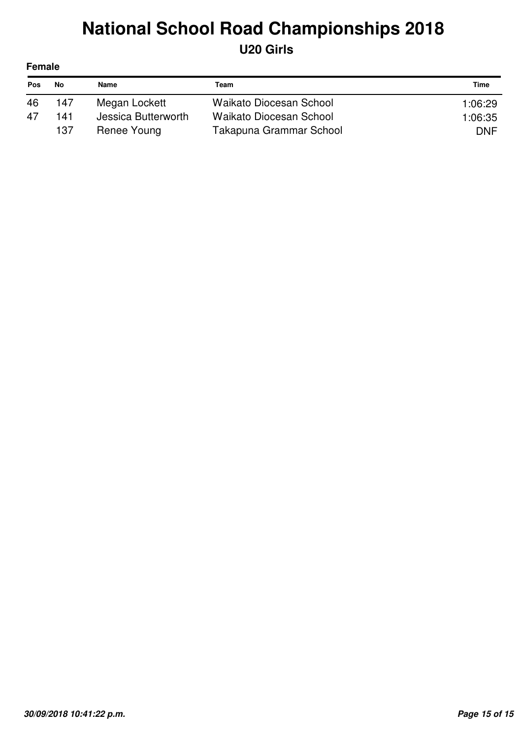# National School Road Championships 2018

## U20 Girls

**Female**

| Pos | No | Name | Team | Time |
|---|---|---|---|---|
| 46 | 147 | Megan Lockett | Waikato Diocesan School | 1:06:29 |
| 47 | 141 | Jessica Butterworth | Waikato Diocesan School | 1:06:35 |
| | 137 | Renee Young | Takapuna Grammar School | DNF |

*30/09/2018 10:41:22 p.m.*